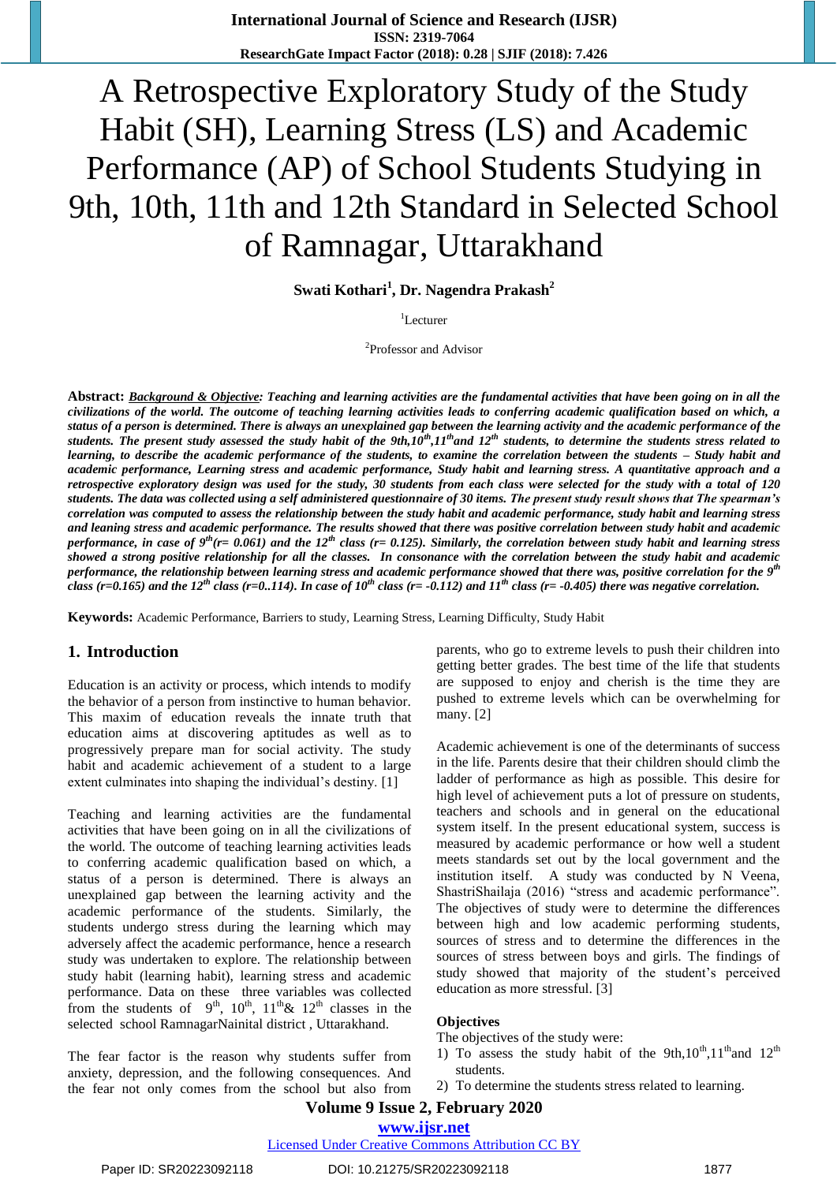# A Retrospective Exploratory Study of the Study Habit (SH), Learning Stress (LS) and Academic Performance (AP) of School Students Studying in 9th, 10th, 11th and 12th Standard in Selected School of Ramnagar, Uttarakhand

**Swati Kothari[1], Dr. Nagendra Prakash[2]**

[1]Lecturer

[2]Professor and Advisor

**Abstract:** ***Background & Objective:*** ***Teaching and learning activities are the fundamental activities that have been going on in all the civilizations of the world. The outcome of teaching learning activities leads to conferring academic qualification based on which, a status of a person is determined. There is always an unexplained gap between the learning activity and the academic performance of the students. The present study assessed the study habit of the 9th,10th,11th and 12th students, to determine the students stress related to learning, to describe the academic performance of the students, to examine the correlation between the students – Study habit and academic performance, Learning stress and academic performance, Study habit and learning stress. A quantitative approach and a retrospective exploratory design was used for the study, 30 students from each class were selected for the study with a total of 120 students. The data was collected using a self administered questionnaire of 30 items. The present study result shows that The spearman's correlation was computed to assess the relationship between the study habit and academic performance, study habit and learning stress and leaning stress and academic performance. The results showed that there was positive correlation between study habit and academic performance, in case of 9th(r= 0.061) and the 12th class (r= 0.125). Similarly, the correlation between study habit and learning stress showed a strong positive relationship for all the classes. In consonance with the correlation between the study habit and academic performance, the relationship between learning stress and academic performance showed that there was, positive correlation for the 9th class (r=0.165) and the 12th class (r=0..114). In case of 10th class (r= -0.112) and 11th class (r= -0.405) there was negative correlation.***

**Keywords:** Academic Performance, Barriers to study, Learning Stress, Learning Difficulty, Study Habit

## 1. Introduction

Education is an activity or process, which intends to modify the behavior of a person from instinctive to human behavior. This maxim of education reveals the innate truth that education aims at discovering aptitudes as well as to progressively prepare man for social activity. The study habit and academic achievement of a student to a large extent culminates into shaping the individual's destiny. [1]

Teaching and learning activities are the fundamental activities that have been going on in all the civilizations of the world. The outcome of teaching learning activities leads to conferring academic qualification based on which, a status of a person is determined. There is always an unexplained gap between the learning activity and the academic performance of the students. Similarly, the students undergo stress during the learning which may adversely affect the academic performance, hence a research study was undertaken to explore. The relationship between study habit (learning habit), learning stress and academic performance. Data on these three variables was collected from the students of 9th, 10th, 11th& 12th classes in the selected school RamnagarNainital district , Uttarakhand.

The fear factor is the reason why students suffer from anxiety, depression, and the following consequences. And the fear not only comes from the school but also from parents, who go to extreme levels to push their children into getting better grades. The best time of the life that students are supposed to enjoy and cherish is the time they are pushed to extreme levels which can be overwhelming for many. [2]

Academic achievement is one of the determinants of success in the life. Parents desire that their children should climb the ladder of performance as high as possible. This desire for high level of achievement puts a lot of pressure on students, teachers and schools and in general on the educational system itself. In the present educational system, success is measured by academic performance or how well a student meets standards set out by the local government and the institution itself. A study was conducted by N Veena, ShastriShailaja (2016) "stress and academic performance". The objectives of study were to determine the differences between high and low academic performing students, sources of stress and to determine the differences in the sources of stress between boys and girls. The findings of study showed that majority of the student's perceived education as more stressful. [3]

**Objectives**

The objectives of the study were:

1) To assess the study habit of the 9th,10th,11th and 12th students.
2) To determine the students stress related to learning.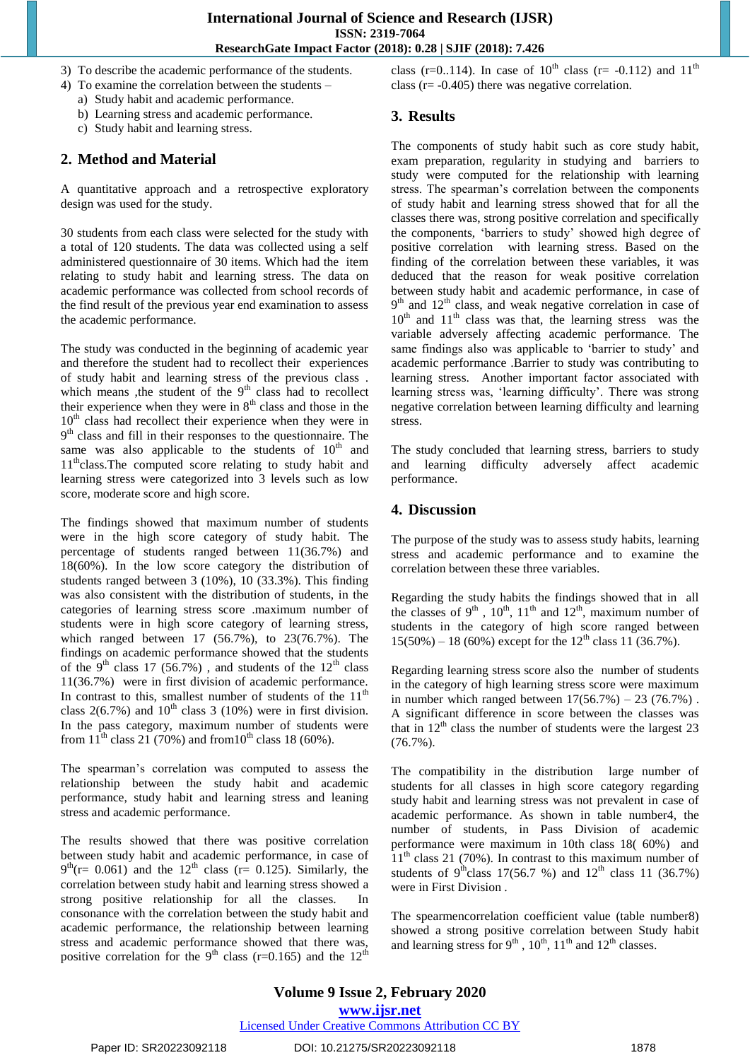3) To describe the academic performance of the students.
4) To examine the correlation between the students –
   a) Study habit and academic performance.
   b) Learning stress and academic performance.
   c) Study habit and learning stress.

## 2. Method and Material

A quantitative approach and a retrospective exploratory design was used for the study.

30 students from each class were selected for the study with a total of 120 students. The data was collected using a self administered questionnaire of 30 items. Which had the item relating to study habit and learning stress. The data on academic performance was collected from school records of the find result of the previous year end examination to assess the academic performance.

The study was conducted in the beginning of academic year and therefore the student had to recollect their experiences of study habit and learning stress of the previous class . which means ,the student of the 9th class had to recollect their experience when they were in 8th class and those in the 10th class had recollect their experience when they were in 9th class and fill in their responses to the questionnaire. The same was also applicable to the students of 10th and 11thclass.The computed score relating to study habit and learning stress were categorized into 3 levels such as low score, moderate score and high score.

The findings showed that maximum number of students were in the high score category of study habit. The percentage of students ranged between 11(36.7%) and 18(60%). In the low score category the distribution of students ranged between 3 (10%), 10 (33.3%). This finding was also consistent with the distribution of students, in the categories of learning stress score .maximum number of students were in high score category of learning stress, which ranged between 17 (56.7%), to 23(76.7%). The findings on academic performance showed that the students of the 9th class 17 (56.7%) , and students of the 12th class 11(36.7%) were in first division of academic performance. In contrast to this, smallest number of students of the 11th class 2(6.7%) and 10th class 3 (10%) were in first division. In the pass category, maximum number of students were from 11th class 21 (70%) and from10th class 18 (60%).

The spearman's correlation was computed to assess the relationship between the study habit and academic performance, study habit and learning stress and leaning stress and academic performance.

The results showed that there was positive correlation between study habit and academic performance, in case of 9th($r= 0.061$) and the 12th class ($r= 0.125$). Similarly, the correlation between study habit and learning stress showed a strong positive relationship for all the classes. In consonance with the correlation between the study habit and academic performance, the relationship between learning stress and academic performance showed that there was, positive correlation for the 9th class ($r=0.165$) and the 12th class ($r=0..114$). In case of 10th class ($r= -0.112$) and 11th class ($r= -0.405$) there was negative correlation.

## 3. Results

The components of study habit such as core study habit, exam preparation, regularity in studying and barriers to study were computed for the relationship with learning stress. The spearman's correlation between the components of study habit and learning stress showed that for all the classes there was, strong positive correlation and specifically the components, 'barriers to study' showed high degree of positive correlation with learning stress. Based on the finding of the correlation between these variables, it was deduced that the reason for weak positive correlation between study habit and academic performance, in case of 9th and 12th class, and weak negative correlation in case of 10th and 11th class was that, the learning stress was the variable adversely affecting academic performance. The same findings also was applicable to 'barrier to study' and academic performance .Barrier to study was contributing to learning stress. Another important factor associated with learning stress was, 'learning difficulty'. There was strong negative correlation between learning difficulty and learning stress.

The study concluded that learning stress, barriers to study and learning difficulty adversely affect academic performance.

## 4. Discussion

The purpose of the study was to assess study habits, learning stress and academic performance and to examine the correlation between these three variables.

Regarding the study habits the findings showed that in all the classes of 9th , 10th, 11th and 12th, maximum number of students in the category of high score ranged between 15(50%) – 18 (60%) except for the 12th class 11 (36.7%).

Regarding learning stress score also the number of students in the category of high learning stress score were maximum in number which ranged between 17(56.7%) – 23 (76.7%) . A significant difference in score between the classes was that in 12th class the number of students were the largest 23 (76.7%).

The compatibility in the distribution large number of students for all classes in high score category regarding study habit and learning stress was not prevalent in case of academic performance. As shown in table number4, the number of students, in Pass Division of academic performance were maximum in 10th class 18( 60%) and 11th class 21 (70%). In contrast to this maximum number of students of 9thclass 17(56.7 %) and 12th class 11 (36.7%) were in First Division .

The spearmencorrelation coefficient value (table number8) showed a strong positive correlation between Study habit and learning stress for 9th , 10th, 11th and 12th classes.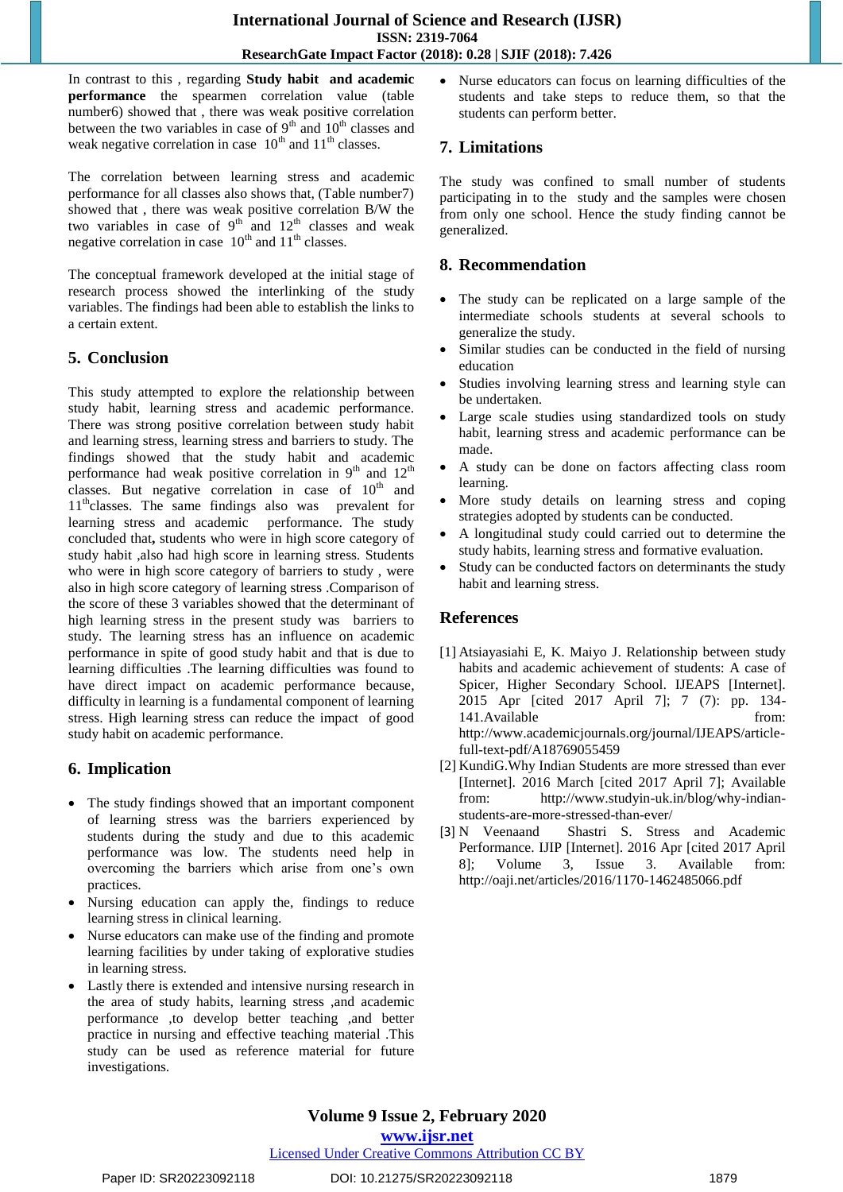In contrast to this , regarding **Study habit and academic performance** the spearmen correlation value (table number6) showed that , there was weak positive correlation between the two variables in case of 9th and 10th classes and weak negative correlation in case 10th and 11th classes.

The correlation between learning stress and academic performance for all classes also shows that, (Table number7) showed that , there was weak positive correlation B/W the two variables in case of 9th and 12th classes and weak negative correlation in case 10th and 11th classes.

The conceptual framework developed at the initial stage of research process showed the interlinking of the study variables. The findings had been able to establish the links to a certain extent.

## 5. Conclusion

This study attempted to explore the relationship between study habit, learning stress and academic performance. There was strong positive correlation between study habit and learning stress, learning stress and barriers to study. The findings showed that the study habit and academic performance had weak positive correlation in 9th and 12th classes. But negative correlation in case of 10th and 11thclasses. The same findings also was prevalent for learning stress and academic performance. The study concluded that**,** students who were in high score category of study habit ,also had high score in learning stress. Students who were in high score category of barriers to study , were also in high score category of learning stress .Comparison of the score of these 3 variables showed that the determinant of high learning stress in the present study was barriers to study. The learning stress has an influence on academic performance in spite of good study habit and that is due to learning difficulties .The learning difficulties was found to have direct impact on academic performance because, difficulty in learning is a fundamental component of learning stress. High learning stress can reduce the impact of good study habit on academic performance.

## 6. Implication

- The study findings showed that an important component of learning stress was the barriers experienced by students during the study and due to this academic performance was low. The students need help in overcoming the barriers which arise from one's own practices.
- Nursing education can apply the, findings to reduce learning stress in clinical learning.
- Nurse educators can make use of the finding and promote learning facilities by under taking of explorative studies in learning stress.
- Lastly there is extended and intensive nursing research in the area of study habits, learning stress ,and academic performance ,to develop better teaching ,and better practice in nursing and effective teaching material .This study can be used as reference material for future investigations.
- Nurse educators can focus on learning difficulties of the students and take steps to reduce them, so that the students can perform better.

## 7. Limitations

The study was confined to small number of students participating in to the study and the samples were chosen from only one school. Hence the study finding cannot be generalized.

## 8. Recommendation

- The study can be replicated on a large sample of the intermediate schools students at several schools to generalize the study.
- Similar studies can be conducted in the field of nursing education
- Studies involving learning stress and learning style can be undertaken.
- Large scale studies using standardized tools on study habit, learning stress and academic performance can be made.
- A study can be done on factors affecting class room learning.
- More study details on learning stress and coping strategies adopted by students can be conducted.
- A longitudinal study could carried out to determine the study habits, learning stress and formative evaluation.
- Study can be conducted factors on determinants the study habit and learning stress.

## References

[1] Atsiayasiahi E, K. Maiyo J. Relationship between study habits and academic achievement of students: A case of Spicer, Higher Secondary School. IJEAPS [Internet]. 2015 Apr [cited 2017 April 7]; 7 (7): pp. 134-141.Available from: http://www.academicjournals.org/journal/IJEAPS/article-full-text-pdf/A18769055459

[2] KundiG.Why Indian Students are more stressed than ever [Internet]. 2016 March [cited 2017 April 7]; Available from: http://www.studyin-uk.in/blog/why-indian-students-are-more-stressed-than-ever/

[3] N Veenaand Shastri S. Stress and Academic Performance. IJIP [Internet]. 2016 Apr [cited 2017 April 8]; Volume 3, Issue 3. Available from: http://oaji.net/articles/2016/1170-1462485066.pdf